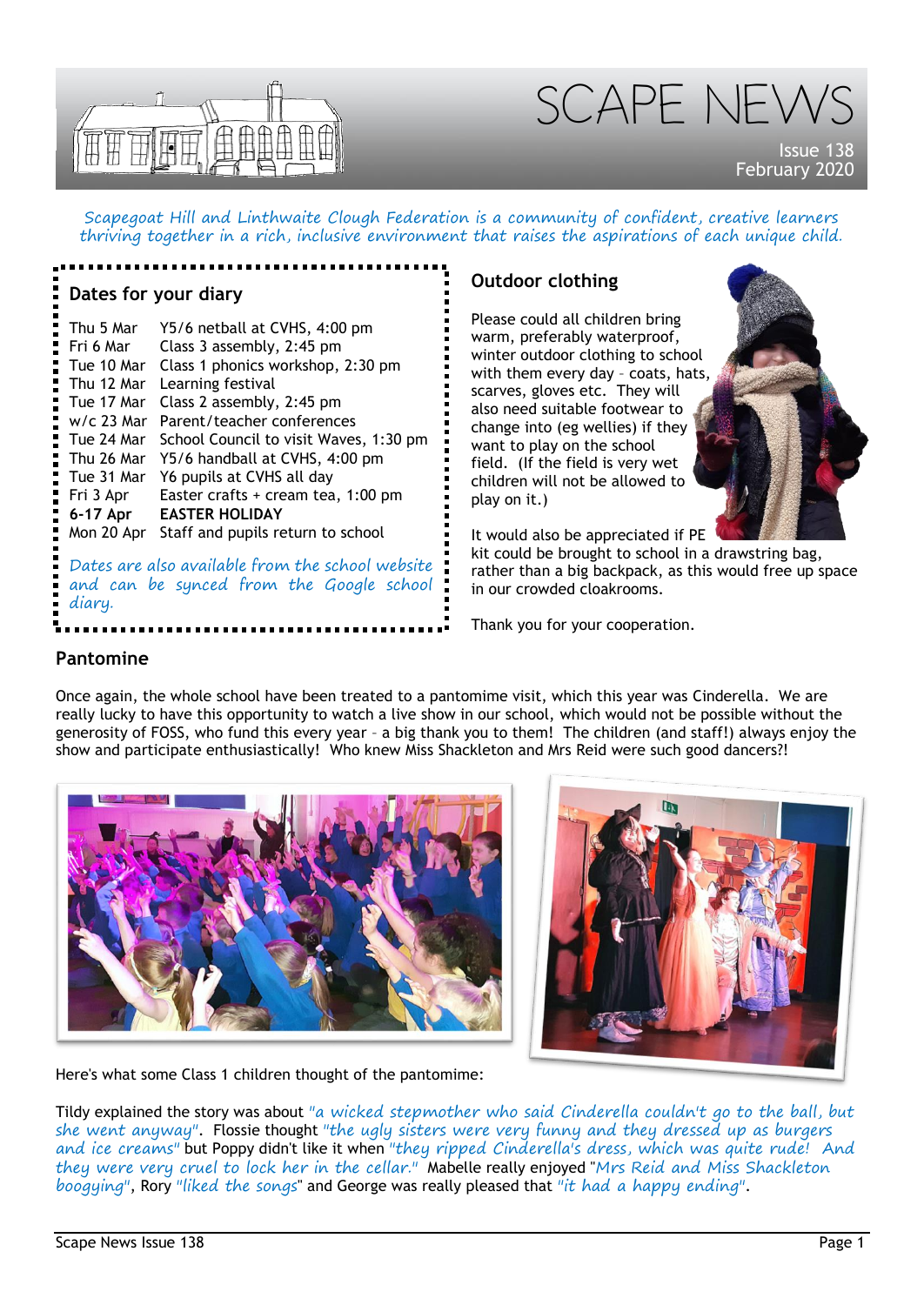# SCAPE NEWS

Issue 138
February 2020

*Scapegoat Hill and Linthwaite Clough Federation is a community of confident, creative learners thriving together in a rich, inclusive environment that raises the aspirations of each unique child.*

## Dates for your diary

| | |
|---|---|
| Thu 5 Mar | Y5/6 netball at CVHS, 4:00 pm |
| Fri 6 Mar | Class 3 assembly, 2:45 pm |
| Tue 10 Mar | Class 1 phonics workshop, 2:30 pm |
| Thu 12 Mar | Learning festival |
| Tue 17 Mar | Class 2 assembly, 2:45 pm |
| w/c 23 Mar | Parent/teacher conferences |
| Tue 24 Mar | School Council to visit Waves, 1:30 pm |
| Thu 26 Mar | Y5/6 handball at CVHS, 4:00 pm |
| Tue 31 Mar | Y6 pupils at CVHS all day |
| Fri 3 Apr | Easter crafts + cream tea, 1:00 pm |
| **6-17 Apr** | **EASTER HOLIDAY** |
| Mon 20 Apr | Staff and pupils return to school |

*Dates are also available from the school website and can be synced from the Google school diary.*

## Outdoor clothing

Please could all children bring warm, preferably waterproof, winter outdoor clothing to school with them every day – coats, hats, scarves, gloves etc. They will also need suitable footwear to change into (eg wellies) if they want to play on the school field. (If the field is very wet children will not be allowed to play on it.)

It would also be appreciated if PE kit could be brought to school in a drawstring bag, rather than a big backpack, as this would free up space in our crowded cloakrooms.

Thank you for your cooperation.

## Pantomime

Once again, the whole school have been treated to a pantomime visit, which this year was Cinderella. We are really lucky to have this opportunity to watch a live show in our school, which would not be possible without the generosity of FOSS, who fund this every year – a big thank you to them! The children (and staff!) always enjoy the show and participate enthusiastically! Who knew Miss Shackleton and Mrs Reid were such good dancers?!

Here's what some Class 1 children thought of the pantomime:

Tildy explained the story was about *"a wicked stepmother who said Cinderella couldn't go to the ball, but she went anyway"*. Flossie thought *"the ugly sisters were very funny and they dressed up as burgers and ice creams"* but Poppy didn't like it when *"they ripped Cinderella's dress, which was quite rude! And they were very cruel to lock her in the cellar."* Mabelle really enjoyed "*Mrs Reid and Miss Shackleton boogying*", Rory "*liked the songs*" and George was really pleased that *"it had a happy ending"*.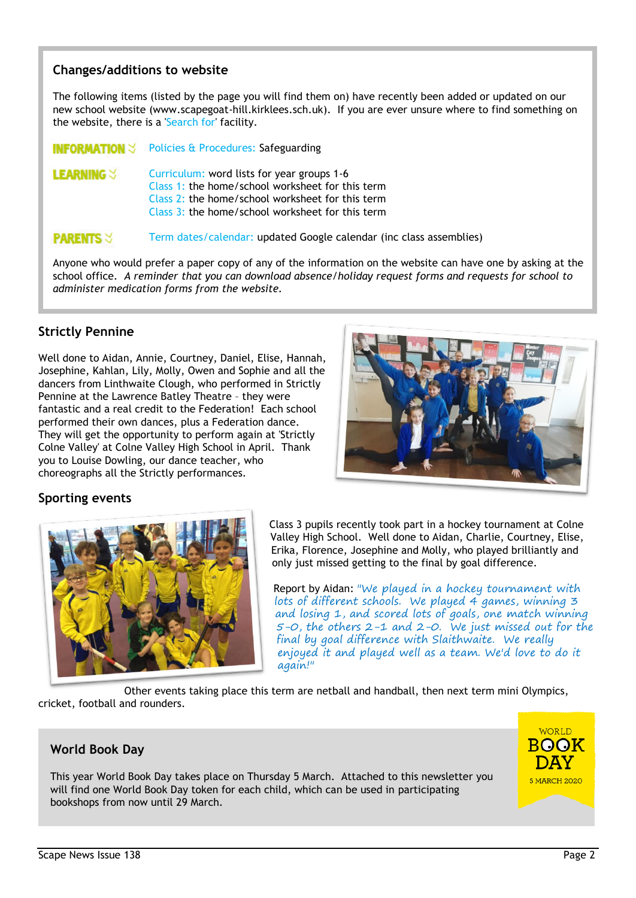## Changes/additions to website

The following items (listed by the page you will find them on) have recently been added or updated on our new school website (www.scapegoat-hill.kirklees.sch.uk). If you are ever unsure where to find something on the website, there is a 'Search for' facility.

**INFORMATION**
Policies & Procedures: Safeguarding

**LEARNING**
Curriculum: word lists for year groups 1-6
Class 1: the home/school worksheet for this term
Class 2: the home/school worksheet for this term
Class 3: the home/school worksheet for this term

**PARENTS**
Term dates/calendar: updated Google calendar (inc class assemblies)

Anyone who would prefer a paper copy of any of the information on the website can have one by asking at the school office. *A reminder that you can download absence/holiday request forms and requests for school to administer medication forms from the website.*

## Strictly Pennine

Well done to Aidan, Annie, Courtney, Daniel, Elise, Hannah, Josephine, Kahlan, Lily, Molly, Owen and Sophie and all the dancers from Linthwaite Clough, who performed in Strictly Pennine at the Lawrence Batley Theatre – they were fantastic and a real credit to the Federation! Each school performed their own dances, plus a Federation dance. They will get the opportunity to perform again at 'Strictly Colne Valley' at Colne Valley High School in April. Thank you to Louise Dowling, our dance teacher, who choreographs all the Strictly performances.

## Sporting events

Class 3 pupils recently took part in a hockey tournament at Colne Valley High School. Well done to Aidan, Charlie, Courtney, Elise, Erika, Florence, Josephine and Molly, who played brilliantly and only just missed getting to the final by goal difference.

Report by Aidan: *"We played in a hockey tournament with lots of different schools. We played 4 games, winning 3 and losing 1, and scored lots of goals, one match winning 5-0, the others 2-1 and 2-0. We just missed out for the final by goal difference with Slaithwaite. We really enjoyed it and played well as a team. We'd love to do it again!"*

Other events taking place this term are netball and handball, then next term mini Olympics, cricket, football and rounders.

## World Book Day

WORLD BOOK DAY 5 MARCH 2020

This year World Book Day takes place on Thursday 5 March. Attached to this newsletter you will find one World Book Day token for each child, which can be used in participating bookshops from now until 29 March.